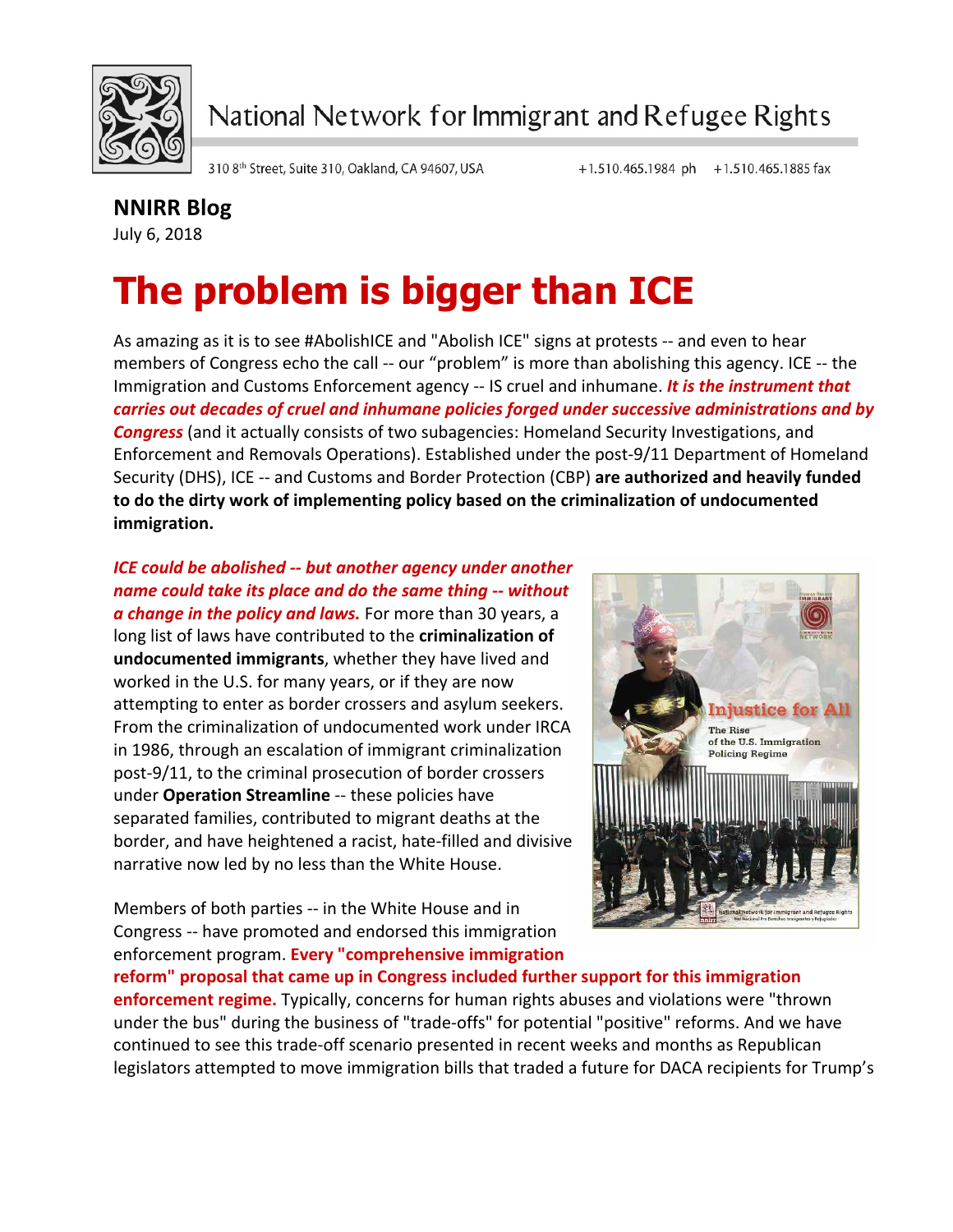National Network for Immigrant and Refugee Rights

310 8th Street, Suite 310, Oakland, CA 94607, USA +1.510.465.1984 ph +1.510.465.1885 fax

**NNIRR Blog**
July 6, 2018

# The problem is bigger than ICE

As amazing as it is to see #AbolishICE and "Abolish ICE" signs at protests -- and even to hear members of Congress echo the call -- our "problem" is more than abolishing this agency. ICE -- the Immigration and Customs Enforcement agency -- IS cruel and inhumane. ***It is the instrument that carries out decades of cruel and inhumane policies forged under successive administrations and by Congress*** (and it actually consists of two subagencies: Homeland Security Investigations, and Enforcement and Removals Operations). Established under the post-9/11 Department of Homeland Security (DHS), ICE -- and Customs and Border Protection (CBP) **are authorized and heavily funded to do the dirty work of implementing policy based on the criminalization of undocumented immigration.**

***ICE could be abolished -- but another agency under another name could take its place and do the same thing -- without a change in the policy and laws.*** For more than 30 years, a long list of laws have contributed to the **criminalization of undocumented immigrants**, whether they have lived and worked in the U.S. for many years, or if they are now attempting to enter as border crossers and asylum seekers. From the criminalization of undocumented work under IRCA in 1986, through an escalation of immigrant criminalization post-9/11, to the criminal prosecution of border crossers under **Operation Streamline** -- these policies have separated families, contributed to migrant deaths at the border, and have heightened a racist, hate-filled and divisive narrative now led by no less than the White House.

Members of both parties -- in the White House and in Congress -- have promoted and endorsed this immigration enforcement program. **Every "comprehensive immigration reform" proposal that came up in Congress included further support for this immigration enforcement regime.** Typically, concerns for human rights abuses and violations were "thrown under the bus" during the business of "trade-offs" for potential "positive" reforms. And we have continued to see this trade-off scenario presented in recent weeks and months as Republican legislators attempted to move immigration bills that traded a future for DACA recipients for Trump's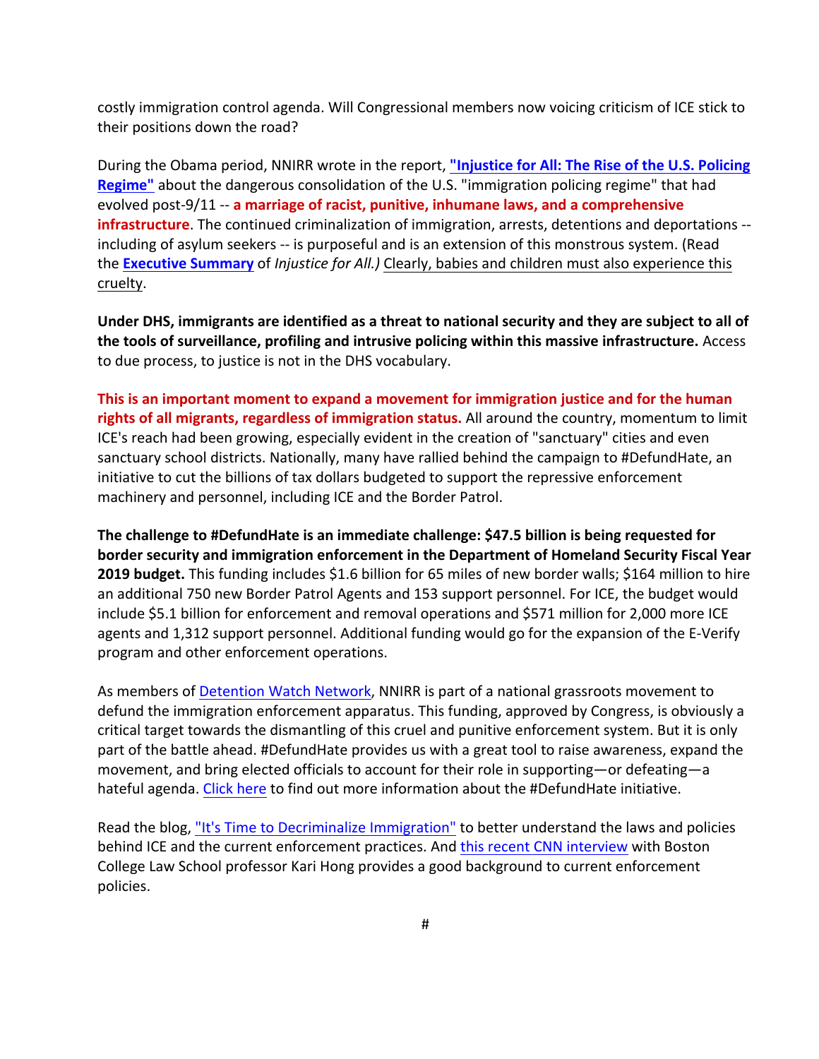costly immigration control agenda. Will Congressional members now voicing criticism of ICE stick to their positions down the road?

During the Obama period, NNIRR wrote in the report, **"Injustice for All: The Rise of the U.S. Policing Regime"** about the dangerous consolidation of the U.S. "immigration policing regime" that had evolved post-9/11 -- **a marriage of racist, punitive, inhumane laws, and a comprehensive infrastructure**. The continued criminalization of immigration, arrests, detentions and deportations -- including of asylum seekers -- is purposeful and is an extension of this monstrous system. (Read the **Executive Summary** of *Injustice for All.)* Clearly, babies and children must also experience this cruelty.

**Under DHS, immigrants are identified as a threat to national security and they are subject to all of the tools of surveillance, profiling and intrusive policing within this massive infrastructure.** Access to due process, to justice is not in the DHS vocabulary.

**This is an important moment to expand a movement for immigration justice and for the human rights of all migrants, regardless of immigration status.** All around the country, momentum to limit ICE's reach had been growing, especially evident in the creation of "sanctuary" cities and even sanctuary school districts. Nationally, many have rallied behind the campaign to #DefundHate, an initiative to cut the billions of tax dollars budgeted to support the repressive enforcement machinery and personnel, including ICE and the Border Patrol.

**The challenge to #DefundHate is an immediate challenge: $47.5 billion is being requested for border security and immigration enforcement in the Department of Homeland Security Fiscal Year 2019 budget.** This funding includes $1.6 billion for 65 miles of new border walls; $164 million to hire an additional 750 new Border Patrol Agents and 153 support personnel. For ICE, the budget would include $5.1 billion for enforcement and removal operations and $571 million for 2,000 more ICE agents and 1,312 support personnel. Additional funding would go for the expansion of the E-Verify program and other enforcement operations.

As members of Detention Watch Network, NNIRR is part of a national grassroots movement to defund the immigration enforcement apparatus. This funding, approved by Congress, is obviously a critical target towards the dismantling of this cruel and punitive enforcement system. But it is only part of the battle ahead. #DefundHate provides us with a great tool to raise awareness, expand the movement, and bring elected officials to account for their role in supporting—or defeating—a hateful agenda. Click here to find out more information about the #DefundHate initiative.

Read the blog, "It's Time to Decriminalize Immigration" to better understand the laws and policies behind ICE and the current enforcement practices. And this recent CNN interview with Boston College Law School professor Kari Hong provides a good background to current enforcement policies.

#